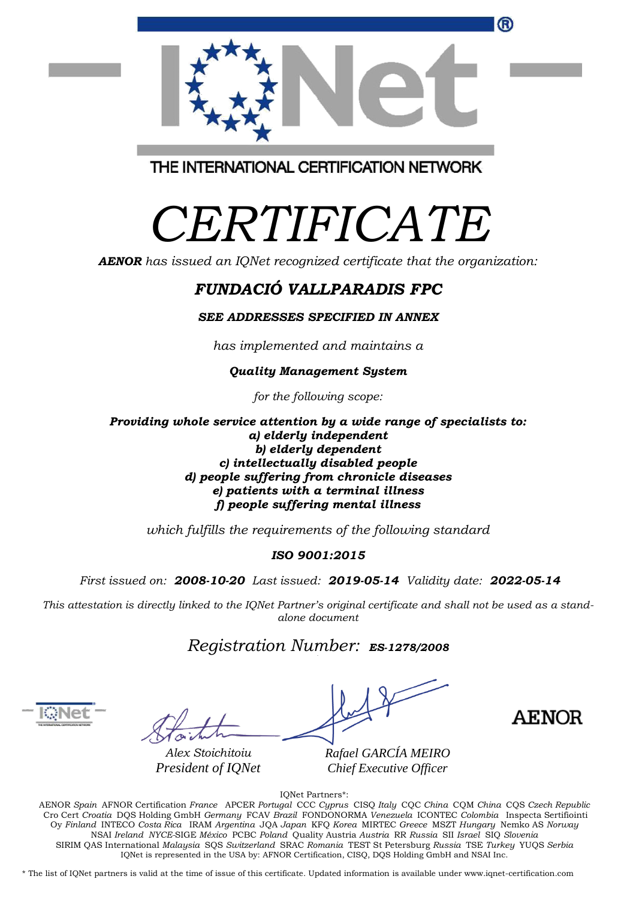THE INTERNATIONAL CERTIFICATION NETWORK

# *CERTIFICATE*

***AENOR*** *has issued an IQNet recognized certificate that the organization:*

## ***FUNDACIÓ VALLPARADIS FPC***

***SEE ADDRESSES SPECIFIED IN ANNEX***

*has implemented and maintains a*

***Quality Management System***

*for the following scope:*

***Providing whole service attention by a wide range of specialists to:***
***a) elderly independent***
***b) elderly dependent***
***c) intellectually disabled people***
***d) people suffering from chronicle diseases***
***e) patients with a terminal illness***
***f) people suffering mental illness***

*which fulfills the requirements of the following standard*

***ISO 9001:2015***

*First issued on:* ***2008-10-20*** *Last issued:* ***2019-05-14*** *Validity date:* ***2022-05-14***

*This attestation is directly linked to the IQNet Partner's original certificate and shall not be used as a stand-alone document*

*Registration Number:* ***ES-1278/2008***

*Alex Stoichitoiu*
*President of IQNet*

*Rafael GARCÍA MEIRO*
*Chief Executive Officer*

AENOR

IQNet Partners*:

AENOR *Spain* AFNOR Certification *France* APCER *Portugal* CCC *Cyprus* CISQ *Italy* CQC *China* CQM *China* CQS *Czech Republic* Cro Cert *Croatia* DQS Holding GmbH *Germany* FCAV *Brazil* FONDONORMA *Venezuela* ICONTEC *Colombia* Inspecta Sertifiointi Oy *Finland* INTECO *Costa Rica* IRAM *Argentina* JQA *Japan* KFQ *Korea* MIRTEC *Greece* MSZT *Hungary* Nemko AS *Norway* NSAI *Ireland* *NYCE*-SIGE *México* PCBC *Poland* Quality Austria *Austria* RR *Russia* SII *Israel* SIQ *Slovenia* SIRIM QAS International *Malaysia* SQS *Switzerland* SRAC *Romania* TEST St Petersburg *Russia* TSE *Turkey* YUQS *Serbia*
IQNet is represented in the USA by: AFNOR Certification, CISQ, DQS Holding GmbH and NSAI Inc.

\* The list of IQNet partners is valid at the time of issue of this certificate. Updated information is available under www.iqnet-certification.com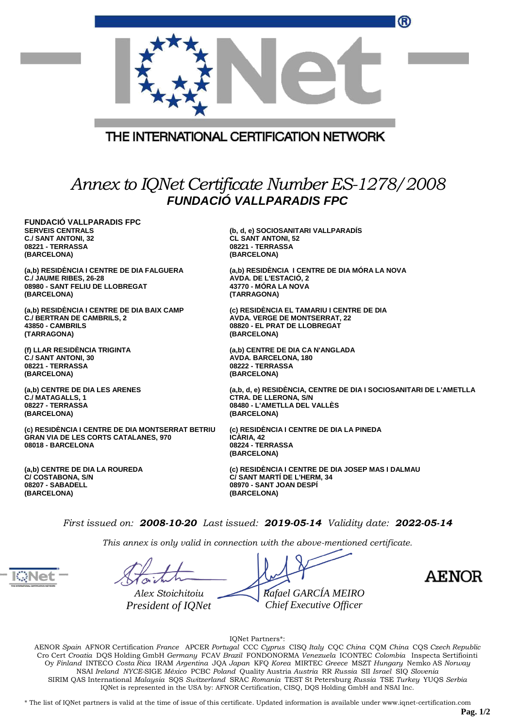THE INTERNATIONAL CERTIFICATION NETWORK

# *Annex to IQNet Certificate Number ES-1278/2008*

## ***FUNDACIÓ VALLPARADIS FPC***

**FUNDACIÓ VALLPARADIS FPC**
**SERVEIS CENTRALS**
**C./ SANT ANTONI, 32**
**08221 - TERRASSA**
**(BARCELONA)**

**(a,b) RESIDÈNCIA I CENTRE DE DIA FALGUERA**
**C./ JAUME RIBES, 26-28**
**08980 - SANT FELIU DE LLOBREGAT**
**(BARCELONA)**

**(a,b) RESIDÈNCIA I CENTRE DE DIA BAIX CAMP**
**C./ BERTRAN DE CAMBRILS, 2**
**43850 - CAMBRILS**
**(TARRAGONA)**

**(f) LLAR RESIDÈNCIA TRIGINTA**
**C./ SANT ANTONI, 30**
**08221 - TERRASSA**
**(BARCELONA)**

**(a,b) CENTRE DE DIA LES ARENES**
**C./ MATAGALLS, 1**
**08227 - TERRASSA**
**(BARCELONA)**

**(c) RESIDÈNCIA I CENTRE DE DIA MONTSERRAT BETRIU**
**GRAN VIA DE LES CORTS CATALANES, 970**
**08018 - BARCELONA**

**(a,b) CENTRE DE DIA LA ROUREDA**
**C/ COSTABONA, S/N**
**08207 - SABADELL**
**(BARCELONA)**

**(b, d, e) SOCIOSANITARI VALLPARADÍS**
**CL SANT ANTONI, 52**
**08221 - TERRASSA**
**(BARCELONA)**

**(a,b) RESIDÈNCIA I CENTRE DE DIA MÓRA LA NOVA**
**AVDA. DE L'ESTACIÓ, 2**
**43770 - MÓRA LA NOVA**
**(TARRAGONA)**

**(c) RESIDÈNCIA EL TAMARIU I CENTRE DE DIA**
**AVDA. VERGE DE MONTSERRAT, 22**
**08820 - EL PRAT DE LLOBREGAT**
**(BARCELONA)**

**(a,b) CENTRE DE DIA CA N'ANGLADA**
**AVDA. BARCELONA, 180**
**08222 - TERRASSA**
**(BARCELONA)**

**(a,b, d, e) RESIDÈNCIA, CENTRE DE DIA I SOCIOSANITARI DE L'AMETLLA**
**CTRA. DE LLERONA, S/N**
**08480 - L'AMETLLA DEL VALLÈS**
**(BARCELONA)**

**(c) RESIDÈNCIA I CENTRE DE DIA LA PINEDA**
**ICÀRIA, 42**
**08224 - TERRASSA**
**(BARCELONA)**

**(c) RESIDÈNCIA I CENTRE DE DIA JOSEP MAS I DALMAU**
**C/ SANT MARTÍ DE L'HERM, 34**
**08970 - SANT JOAN DESPÍ**
**(BARCELONA)**

*First issued on:* ***2008-10-20*** *Last issued:* ***2019-05-14*** *Validity date:* ***2022-05-14***

*This annex is only valid in connection with the above-mentioned certificate.*

*Alex Stoichitoiu*
*President of IQNet*

*Rafael GARCÍA MEIRO*
*Chief Executive Officer*

AENOR

IQNet Partners*:

AENOR *Spain* AFNOR Certification *France* APCER *Portugal* CCC *Cyprus* CISQ *Italy* CQC *China* CQM *China* CQS *Czech Republic* Cro Cert *Croatia* DQS Holding GmbH *Germany* FCAV *Brazil* FONDONORMA *Venezuela* ICONTEC *Colombia* Inspecta Sertifiointi Oy *Finland* INTECO *Costa Rica* IRAM *Argentina* JQA *Japan* KFQ *Korea* MIRTEC *Greece* MSZT *Hungary* Nemko AS *Norway* NSAI *Ireland* *NYCE*-SIGE *México* PCBC *Poland* Quality Austria *Austria* RR *Russia* SII *Israel* SIQ *Slovenia* SIRIM QAS International *Malaysia* SQS *Switzerland* SRAC *Romania* TEST St Petersburg *Russia* TSE *Turkey* YUQS *Serbia*
IQNet is represented in the USA by: AFNOR Certification, CISQ, DQS Holding GmbH and NSAI Inc.

* The list of IQNet partners is valid at the time of issue of this certificate. Updated information is available under www.iqnet-certification.com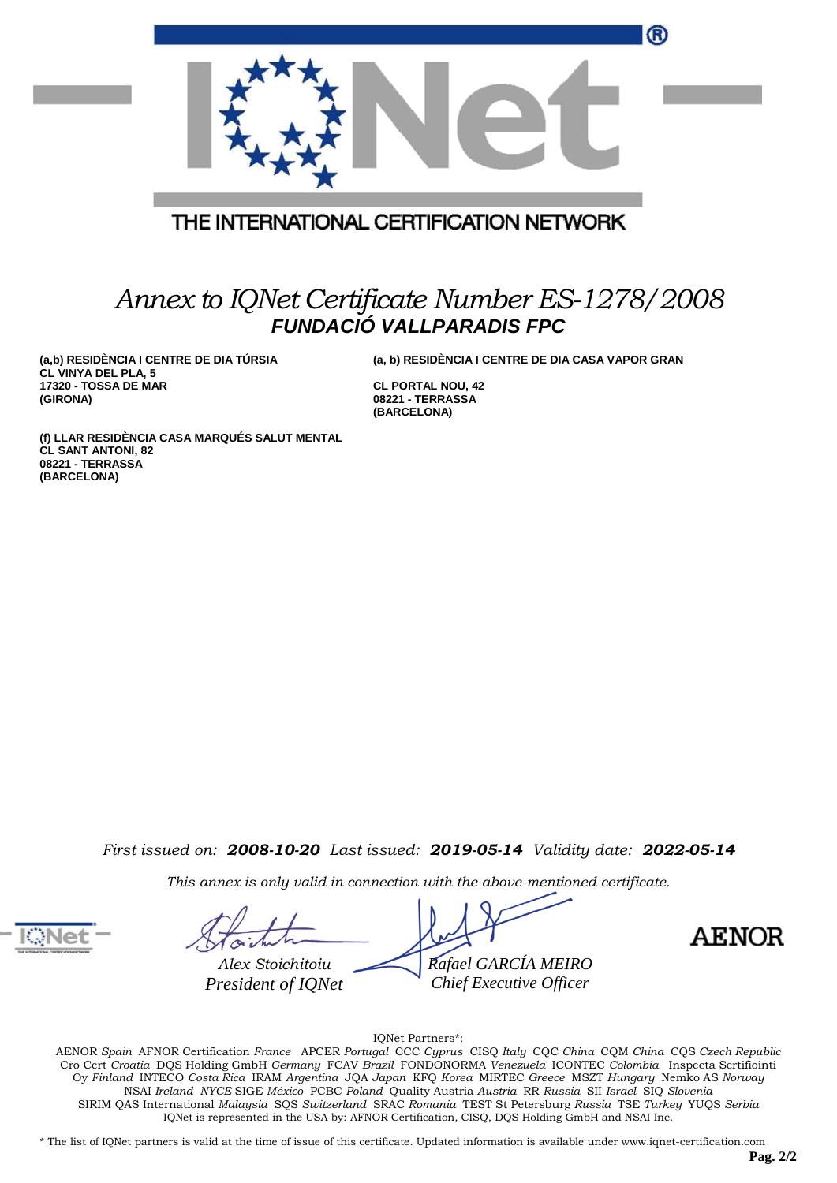THE INTERNATIONAL CERTIFICATION NETWORK

# *Annex to IQNet Certificate Number ES-1278/2008*

## *FUNDACIÓ VALLPARADIS FPC*

**(a,b) RESIDÈNCIA I CENTRE DE DIA TÚRSIA**
**CL VINYA DEL PLA, 5**
**17320 - TOSSA DE MAR**
**(GIRONA)**

**(a, b) RESIDÈNCIA I CENTRE DE DIA CASA VAPOR GRAN**

**CL PORTAL NOU, 42**
**08221 - TERRASSA**
**(BARCELONA)**

**(f) LLAR RESIDÈNCIA CASA MARQUÉS SALUT MENTAL**
**CL SANT ANTONI, 82**
**08221 - TERRASSA**
**(BARCELONA)**

*First issued on:* ***2008-10-20*** *Last issued:* ***2019-05-14*** *Validity date:* ***2022-05-14***

*This annex is only valid in connection with the above-mentioned certificate.*

*Alex Stoichitoiu*
*President of IQNet*

*Rafael GARCÍA MEIRO*
*Chief Executive Officer*

AENOR

IQNet Partners*:

AENOR *Spain* AFNOR Certification *France* APCER *Portugal* CCC *Cyprus* CISQ *Italy* CQC *China* CQM *China* CQS *Czech Republic* Cro Cert *Croatia* DQS Holding GmbH *Germany* FCAV *Brazil* FONDONORMA *Venezuela* ICONTEC *Colombia* Inspecta Sertifiointi Oy *Finland* INTECO *Costa Rica* IRAM *Argentina* JQA *Japan* KFQ *Korea* MIRTEC *Greece* MSZT *Hungary* Nemko AS *Norway* NSAI *Ireland* *NYCE*-SIGE *México* PCBC *Poland* Quality Austria *Austria* RR *Russia* SII *Israel* SIQ *Slovenia* SIRIM QAS International *Malaysia* SQS *Switzerland* SRAC *Romania* TEST St Petersburg *Russia* TSE *Turkey* YUQS *Serbia*
IQNet is represented in the USA by: AFNOR Certification, CISQ, DQS Holding GmbH and NSAI Inc.

* The list of IQNet partners is valid at the time of issue of this certificate. Updated information is available under www.iqnet-certification.com